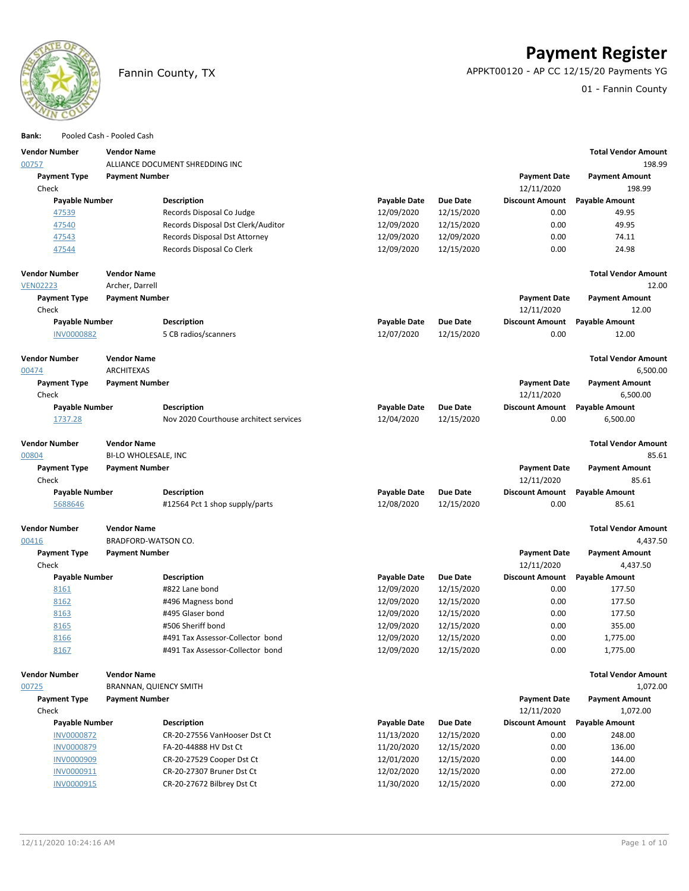Fannin County, TX

# Payment Register

APPKT00120 - AP CC 12/15/20 Payments YG

01 - Fannin County

**Bank:** Pooled Cash - Pooled Cash

| Vendor Number | Vendor Name | | | | | Total Vendor Amount |
|---|---|---|---|---|---|---|
| 00757 | ALLIANCE DOCUMENT SHREDDING INC | | | | | 198.99 |
| **Payment Type** | **Payment Number** | | | | **Payment Date** | **Payment Amount** |
| Check | | | | | 12/11/2020 | 198.99 |
| **Payable Number** | | **Description** | **Payable Date** | **Due Date** | **Discount Amount** | **Payable Amount** |
| 47539 | | Records Disposal Co Judge | 12/09/2020 | 12/15/2020 | 0.00 | 49.95 |
| 47540 | | Records Disposal Dst Clerk/Auditor | 12/09/2020 | 12/15/2020 | 0.00 | 49.95 |
| 47543 | | Records Disposal Dst Attorney | 12/09/2020 | 12/09/2020 | 0.00 | 74.11 |
| 47544 | | Records Disposal Co Clerk | 12/09/2020 | 12/15/2020 | 0.00 | 24.98 |

| Vendor Number | Vendor Name | | | | | Total Vendor Amount |
|---|---|---|---|---|---|---|
| VEN02223 | Archer, Darrell | | | | | 12.00 |
| **Payment Type** | **Payment Number** | | | | **Payment Date** | **Payment Amount** |
| Check | | | | | 12/11/2020 | 12.00 |
| **Payable Number** | | **Description** | **Payable Date** | **Due Date** | **Discount Amount** | **Payable Amount** |
| INV0000882 | | 5 CB radios/scanners | 12/07/2020 | 12/15/2020 | 0.00 | 12.00 |

| Vendor Number | Vendor Name | | | | | Total Vendor Amount |
|---|---|---|---|---|---|---|
| 00474 | ARCHITEXAS | | | | | 6,500.00 |
| **Payment Type** | **Payment Number** | | | | **Payment Date** | **Payment Amount** |
| Check | | | | | 12/11/2020 | 6,500.00 |
| **Payable Number** | | **Description** | **Payable Date** | **Due Date** | **Discount Amount** | **Payable Amount** |
| 1737.28 | | Nov 2020 Courthouse architect services | 12/04/2020 | 12/15/2020 | 0.00 | 6,500.00 |

| Vendor Number | Vendor Name | | | | | Total Vendor Amount |
|---|---|---|---|---|---|---|
| 00804 | BI-LO WHOLESALE, INC | | | | | 85.61 |
| **Payment Type** | **Payment Number** | | | | **Payment Date** | **Payment Amount** |
| Check | | | | | 12/11/2020 | 85.61 |
| **Payable Number** | | **Description** | **Payable Date** | **Due Date** | **Discount Amount** | **Payable Amount** |
| 5688646 | | #12564 Pct 1 shop supply/parts | 12/08/2020 | 12/15/2020 | 0.00 | 85.61 |

| Vendor Number | Vendor Name | | | | | Total Vendor Amount |
|---|---|---|---|---|---|---|
| 00416 | BRADFORD-WATSON CO. | | | | | 4,437.50 |
| **Payment Type** | **Payment Number** | | | | **Payment Date** | **Payment Amount** |
| Check | | | | | 12/11/2020 | 4,437.50 |
| **Payable Number** | | **Description** | **Payable Date** | **Due Date** | **Discount Amount** | **Payable Amount** |
| 8161 | | #822 Lane bond | 12/09/2020 | 12/15/2020 | 0.00 | 177.50 |
| 8162 | | #496 Magness bond | 12/09/2020 | 12/15/2020 | 0.00 | 177.50 |
| 8163 | | #495 Glaser bond | 12/09/2020 | 12/15/2020 | 0.00 | 177.50 |
| 8165 | | #506 Sheriff bond | 12/09/2020 | 12/15/2020 | 0.00 | 355.00 |
| 8166 | | #491 Tax Assessor-Collector bond | 12/09/2020 | 12/15/2020 | 0.00 | 1,775.00 |
| 8167 | | #491 Tax Assessor-Collector bond | 12/09/2020 | 12/15/2020 | 0.00 | 1,775.00 |

| Vendor Number | Vendor Name | | | | | Total Vendor Amount |
|---|---|---|---|---|---|---|
| 00725 | BRANNAN, QUIENCY SMITH | | | | | 1,072.00 |
| **Payment Type** | **Payment Number** | | | | **Payment Date** | **Payment Amount** |
| Check | | | | | 12/11/2020 | 1,072.00 |
| **Payable Number** | | **Description** | **Payable Date** | **Due Date** | **Discount Amount** | **Payable Amount** |
| INV0000872 | | CR-20-27556 VanHooser Dst Ct | 11/13/2020 | 12/15/2020 | 0.00 | 248.00 |
| INV0000879 | | FA-20-44888 HV Dst Ct | 11/20/2020 | 12/15/2020 | 0.00 | 136.00 |
| INV0000909 | | CR-20-27529 Cooper Dst Ct | 12/01/2020 | 12/15/2020 | 0.00 | 144.00 |
| INV0000911 | | CR-20-27307 Bruner Dst Ct | 12/02/2020 | 12/15/2020 | 0.00 | 272.00 |
| INV0000915 | | CR-20-27672 Bilbrey Dst Ct | 11/30/2020 | 12/15/2020 | 0.00 | 272.00 |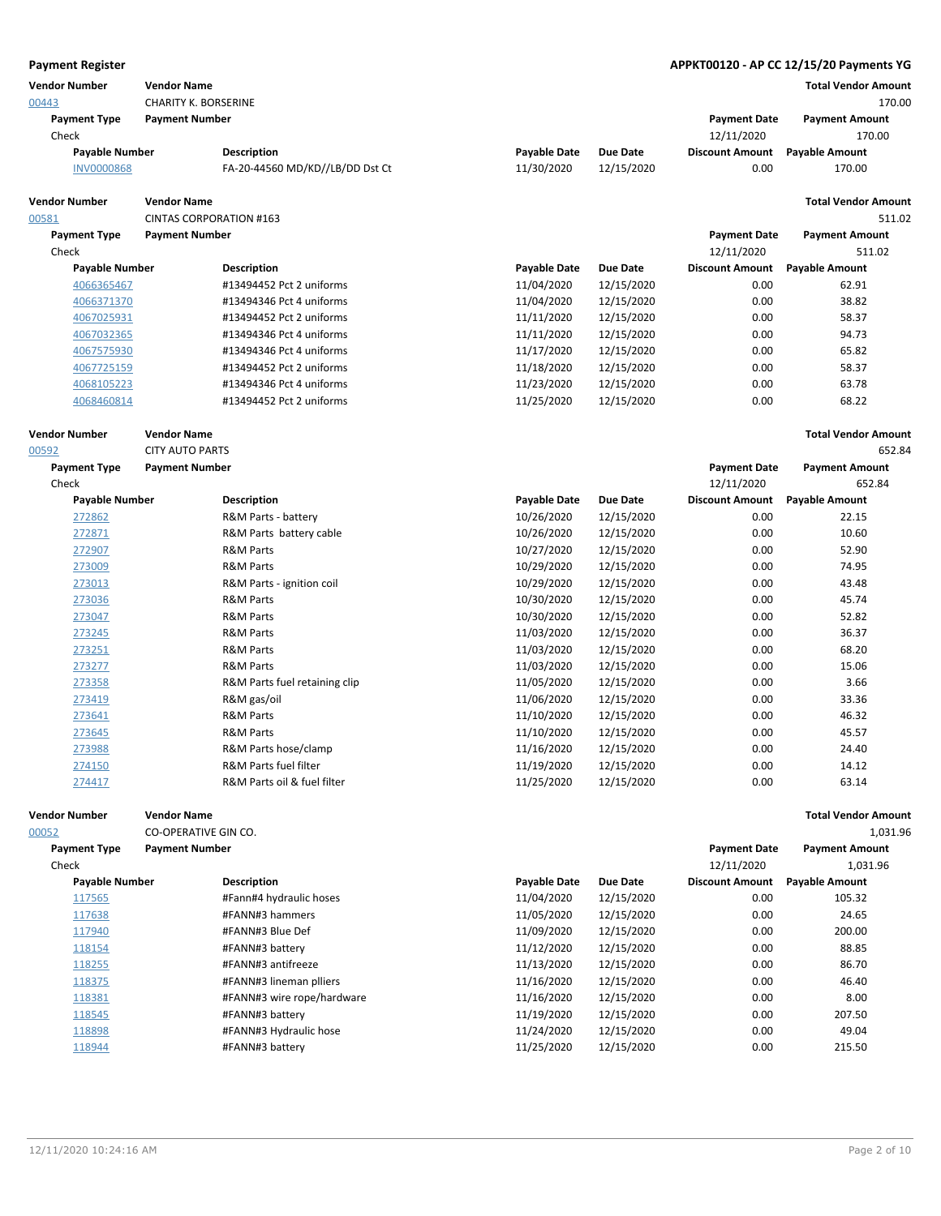**Payment Register** **APPKT00120 - AP CC 12/15/20 Payments YG**

| Vendor Number | Vendor Name | | | | | Total Vendor Amount |
|---|---|---|---|---|---|---|
| 00443 | CHARITY K. BORSERINE | | | | | 170.00 |
| Payment Type | Payment Number | | | | Payment Date | Payment Amount |
| Check | | | | | 12/11/2020 | 170.00 |
| Payable Number | Description | | Payable Date | Due Date | Discount Amount | Payable Amount |
| INV0000868 | FA-20-44560 MD/KD//LB/DD Dst Ct | | 11/30/2020 | 12/15/2020 | 0.00 | 170.00 |

| Vendor Number | Vendor Name | | | | | Total Vendor Amount |
|---|---|---|---|---|---|---|
| 00581 | CINTAS CORPORATION #163 | | | | | 511.02 |
| Payment Type | Payment Number | | | | Payment Date | Payment Amount |
| Check | | | | | 12/11/2020 | 511.02 |
| Payable Number | Description | | Payable Date | Due Date | Discount Amount | Payable Amount |
| 4066365467 | #13494452 Pct 2 uniforms | | 11/04/2020 | 12/15/2020 | 0.00 | 62.91 |
| 4066371370 | #13494346 Pct 4 uniforms | | 11/04/2020 | 12/15/2020 | 0.00 | 38.82 |
| 4067025931 | #13494452 Pct 2 uniforms | | 11/11/2020 | 12/15/2020 | 0.00 | 58.37 |
| 4067032365 | #13494346 Pct 4 uniforms | | 11/11/2020 | 12/15/2020 | 0.00 | 94.73 |
| 4067575930 | #13494346 Pct 4 uniforms | | 11/17/2020 | 12/15/2020 | 0.00 | 65.82 |
| 4067725159 | #13494452 Pct 2 uniforms | | 11/18/2020 | 12/15/2020 | 0.00 | 58.37 |
| 4068105223 | #13494346 Pct 4 uniforms | | 11/23/2020 | 12/15/2020 | 0.00 | 63.78 |
| 4068460814 | #13494452 Pct 2 uniforms | | 11/25/2020 | 12/15/2020 | 0.00 | 68.22 |

| Vendor Number | Vendor Name | | | | | Total Vendor Amount |
|---|---|---|---|---|---|---|
| 00592 | CITY AUTO PARTS | | | | | 652.84 |
| Payment Type | Payment Number | | | | Payment Date | Payment Amount |
| Check | | | | | 12/11/2020 | 652.84 |
| Payable Number | Description | | Payable Date | Due Date | Discount Amount | Payable Amount |
| 272862 | R&M Parts - battery | | 10/26/2020 | 12/15/2020 | 0.00 | 22.15 |
| 272871 | R&M Parts battery cable | | 10/26/2020 | 12/15/2020 | 0.00 | 10.60 |
| 272907 | R&M Parts | | 10/27/2020 | 12/15/2020 | 0.00 | 52.90 |
| 273009 | R&M Parts | | 10/29/2020 | 12/15/2020 | 0.00 | 74.95 |
| 273013 | R&M Parts - ignition coil | | 10/29/2020 | 12/15/2020 | 0.00 | 43.48 |
| 273036 | R&M Parts | | 10/30/2020 | 12/15/2020 | 0.00 | 45.74 |
| 273047 | R&M Parts | | 10/30/2020 | 12/15/2020 | 0.00 | 52.82 |
| 273245 | R&M Parts | | 11/03/2020 | 12/15/2020 | 0.00 | 36.37 |
| 273251 | R&M Parts | | 11/03/2020 | 12/15/2020 | 0.00 | 68.20 |
| 273277 | R&M Parts | | 11/03/2020 | 12/15/2020 | 0.00 | 15.06 |
| 273358 | R&M Parts fuel retaining clip | | 11/05/2020 | 12/15/2020 | 0.00 | 3.66 |
| 273419 | R&M gas/oil | | 11/06/2020 | 12/15/2020 | 0.00 | 33.36 |
| 273641 | R&M Parts | | 11/10/2020 | 12/15/2020 | 0.00 | 46.32 |
| 273645 | R&M Parts | | 11/10/2020 | 12/15/2020 | 0.00 | 45.57 |
| 273988 | R&M Parts hose/clamp | | 11/16/2020 | 12/15/2020 | 0.00 | 24.40 |
| 274150 | R&M Parts fuel filter | | 11/19/2020 | 12/15/2020 | 0.00 | 14.12 |
| 274417 | R&M Parts oil & fuel filter | | 11/25/2020 | 12/15/2020 | 0.00 | 63.14 |

| Vendor Number | Vendor Name | | | | | Total Vendor Amount |
|---|---|---|---|---|---|---|
| 00052 | CO-OPERATIVE GIN CO. | | | | | 1,031.96 |
| Payment Type | Payment Number | | | | Payment Date | Payment Amount |
| Check | | | | | 12/11/2020 | 1,031.96 |
| Payable Number | Description | | Payable Date | Due Date | Discount Amount | Payable Amount |
| 117565 | #Fann#4 hydraulic hoses | | 11/04/2020 | 12/15/2020 | 0.00 | 105.32 |
| 117638 | #FANN#3 hammers | | 11/05/2020 | 12/15/2020 | 0.00 | 24.65 |
| 117940 | #FANN#3 Blue Def | | 11/09/2020 | 12/15/2020 | 0.00 | 200.00 |
| 118154 | #FANN#3 battery | | 11/12/2020 | 12/15/2020 | 0.00 | 88.85 |
| 118255 | #FANN#3 antifreeze | | 11/13/2020 | 12/15/2020 | 0.00 | 86.70 |
| 118375 | #FANN#3 lineman plliers | | 11/16/2020 | 12/15/2020 | 0.00 | 46.40 |
| 118381 | #FANN#3 wire rope/hardware | | 11/16/2020 | 12/15/2020 | 0.00 | 8.00 |
| 118545 | #FANN#3 battery | | 11/19/2020 | 12/15/2020 | 0.00 | 207.50 |
| 118898 | #FANN#3 Hydraulic hose | | 11/24/2020 | 12/15/2020 | 0.00 | 49.04 |
| 118944 | #FANN#3 battery | | 11/25/2020 | 12/15/2020 | 0.00 | 215.50 |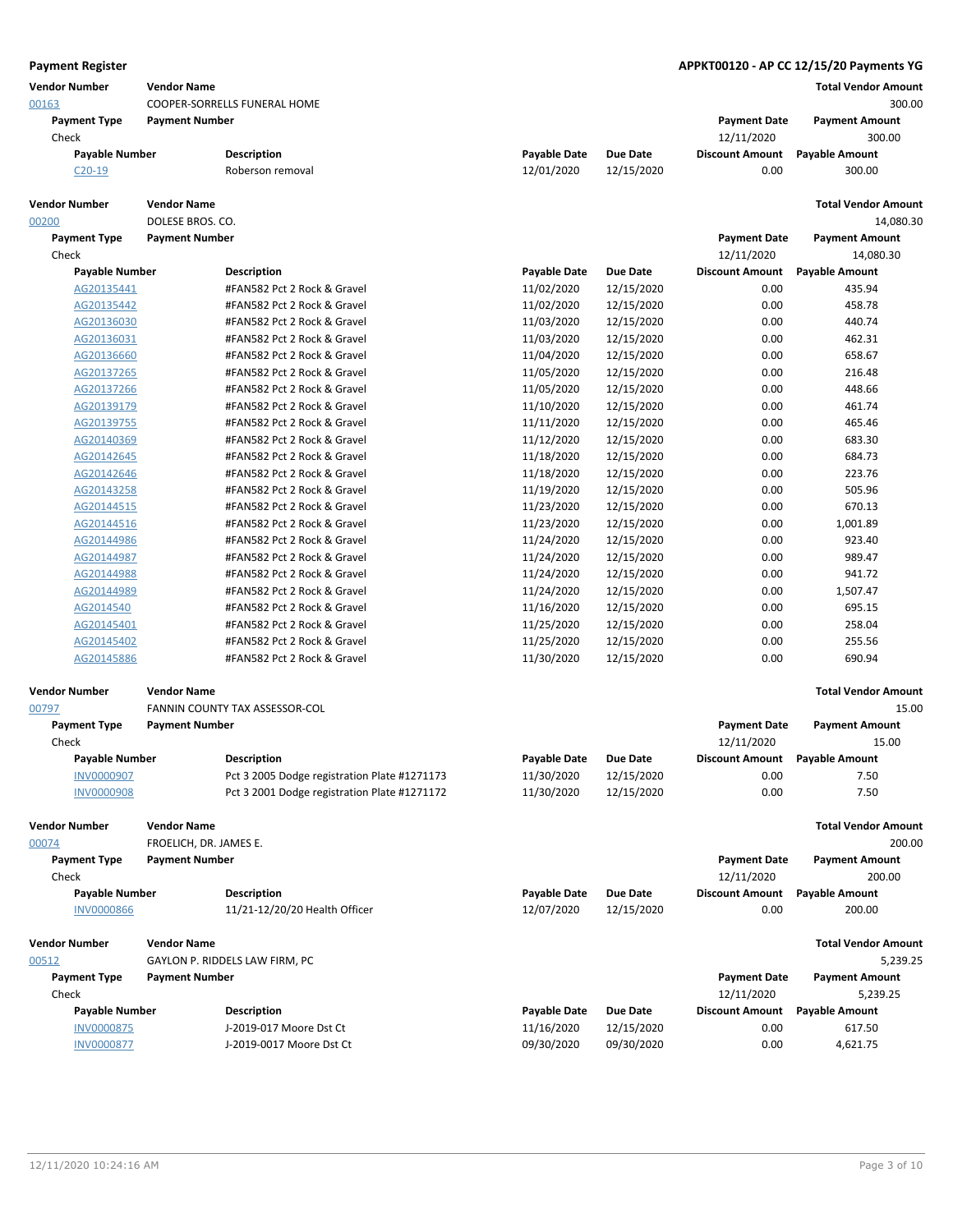**Payment Register** APPKT00120 - AP CC 12/15/20 Payments YG

| Vendor Number | Vendor Name | | | | | Total Vendor Amount |
|---|---|---|---|---|---|---|
| 00163 | COOPER-SORRELLS FUNERAL HOME | | | | | 300.00 |
| Payment Type | Payment Number | | | | Payment Date | Payment Amount |
| Check | | | | | 12/11/2020 | 300.00 |
| Payable Number | Description | | Payable Date | Due Date | Discount Amount | Payable Amount |
| C20-19 | Roberson removal | | 12/01/2020 | 12/15/2020 | 0.00 | 300.00 |

| Vendor Number | Vendor Name | | | | | Total Vendor Amount |
|---|---|---|---|---|---|---|
| 00200 | DOLESE BROS. CO. | | | | | 14,080.30 |
| Payment Type | Payment Number | | | | Payment Date | Payment Amount |
| Check | | | | | 12/11/2020 | 14,080.30 |
| Payable Number | Description | | Payable Date | Due Date | Discount Amount | Payable Amount |
| AG20135441 | #FAN582 Pct 2 Rock & Gravel | | 11/02/2020 | 12/15/2020 | 0.00 | 435.94 |
| AG20135442 | #FAN582 Pct 2 Rock & Gravel | | 11/02/2020 | 12/15/2020 | 0.00 | 458.78 |
| AG20136030 | #FAN582 Pct 2 Rock & Gravel | | 11/03/2020 | 12/15/2020 | 0.00 | 440.74 |
| AG20136031 | #FAN582 Pct 2 Rock & Gravel | | 11/03/2020 | 12/15/2020 | 0.00 | 462.31 |
| AG20136660 | #FAN582 Pct 2 Rock & Gravel | | 11/04/2020 | 12/15/2020 | 0.00 | 658.67 |
| AG20137265 | #FAN582 Pct 2 Rock & Gravel | | 11/05/2020 | 12/15/2020 | 0.00 | 216.48 |
| AG20137266 | #FAN582 Pct 2 Rock & Gravel | | 11/05/2020 | 12/15/2020 | 0.00 | 448.66 |
| AG20139179 | #FAN582 Pct 2 Rock & Gravel | | 11/10/2020 | 12/15/2020 | 0.00 | 461.74 |
| AG20139755 | #FAN582 Pct 2 Rock & Gravel | | 11/11/2020 | 12/15/2020 | 0.00 | 465.46 |
| AG20140369 | #FAN582 Pct 2 Rock & Gravel | | 11/12/2020 | 12/15/2020 | 0.00 | 683.30 |
| AG20142645 | #FAN582 Pct 2 Rock & Gravel | | 11/18/2020 | 12/15/2020 | 0.00 | 684.73 |
| AG20142646 | #FAN582 Pct 2 Rock & Gravel | | 11/18/2020 | 12/15/2020 | 0.00 | 223.76 |
| AG20143258 | #FAN582 Pct 2 Rock & Gravel | | 11/19/2020 | 12/15/2020 | 0.00 | 505.96 |
| AG20144515 | #FAN582 Pct 2 Rock & Gravel | | 11/23/2020 | 12/15/2020 | 0.00 | 670.13 |
| AG20144516 | #FAN582 Pct 2 Rock & Gravel | | 11/23/2020 | 12/15/2020 | 0.00 | 1,001.89 |
| AG20144986 | #FAN582 Pct 2 Rock & Gravel | | 11/24/2020 | 12/15/2020 | 0.00 | 923.40 |
| AG20144987 | #FAN582 Pct 2 Rock & Gravel | | 11/24/2020 | 12/15/2020 | 0.00 | 989.47 |
| AG20144988 | #FAN582 Pct 2 Rock & Gravel | | 11/24/2020 | 12/15/2020 | 0.00 | 941.72 |
| AG20144989 | #FAN582 Pct 2 Rock & Gravel | | 11/24/2020 | 12/15/2020 | 0.00 | 1,507.47 |
| AG2014540 | #FAN582 Pct 2 Rock & Gravel | | 11/16/2020 | 12/15/2020 | 0.00 | 695.15 |
| AG20145401 | #FAN582 Pct 2 Rock & Gravel | | 11/25/2020 | 12/15/2020 | 0.00 | 258.04 |
| AG20145402 | #FAN582 Pct 2 Rock & Gravel | | 11/25/2020 | 12/15/2020 | 0.00 | 255.56 |
| AG20145886 | #FAN582 Pct 2 Rock & Gravel | | 11/30/2020 | 12/15/2020 | 0.00 | 690.94 |

| Vendor Number | Vendor Name | | | | | Total Vendor Amount |
|---|---|---|---|---|---|---|
| 00797 | FANNIN COUNTY TAX ASSESSOR-COL | | | | | 15.00 |
| Payment Type | Payment Number | | | | Payment Date | Payment Amount |
| Check | | | | | 12/11/2020 | 15.00 |
| Payable Number | Description | | Payable Date | Due Date | Discount Amount | Payable Amount |
| INV0000907 | Pct 3 2005 Dodge registration Plate #1271173 | | 11/30/2020 | 12/15/2020 | 0.00 | 7.50 |
| INV0000908 | Pct 3 2001 Dodge registration Plate #1271172 | | 11/30/2020 | 12/15/2020 | 0.00 | 7.50 |

| Vendor Number | Vendor Name | | | | | Total Vendor Amount |
|---|---|---|---|---|---|---|
| 00074 | FROELICH, DR. JAMES E. | | | | | 200.00 |
| Payment Type | Payment Number | | | | Payment Date | Payment Amount |
| Check | | | | | 12/11/2020 | 200.00 |
| Payable Number | Description | | Payable Date | Due Date | Discount Amount | Payable Amount |
| INV0000866 | 11/21-12/20/20 Health Officer | | 12/07/2020 | 12/15/2020 | 0.00 | 200.00 |

| Vendor Number | Vendor Name | | | | | Total Vendor Amount |
|---|---|---|---|---|---|---|
| 00512 | GAYLON P. RIDDELS LAW FIRM, PC | | | | | 5,239.25 |
| Payment Type | Payment Number | | | | Payment Date | Payment Amount |
| Check | | | | | 12/11/2020 | 5,239.25 |
| Payable Number | Description | | Payable Date | Due Date | Discount Amount | Payable Amount |
| INV0000875 | J-2019-017 Moore Dst Ct | | 11/16/2020 | 12/15/2020 | 0.00 | 617.50 |
| INV0000877 | J-2019-0017 Moore Dst Ct | | 09/30/2020 | 09/30/2020 | 0.00 | 4,621.75 |

12/11/2020 10:24:16 AM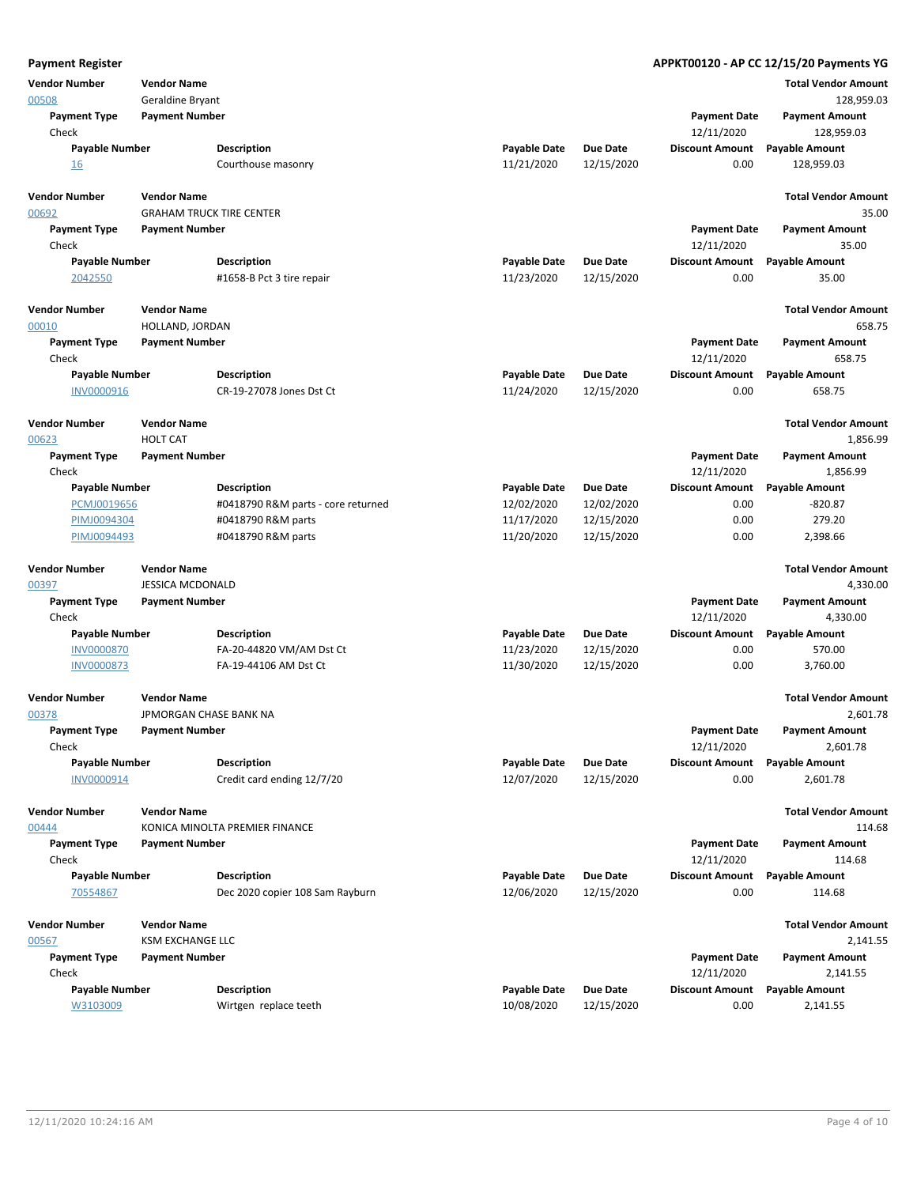**Payment Register** **APPKT00120 - AP CC 12/15/20 Payments YG**

| Vendor Number | Vendor Name | | | | | Total Vendor Amount |
|---|---|---|---|---|---|---|
| 00508 | Geraldine Bryant | | | | | 128,959.03 |
| **Payment Type** | **Payment Number** | | | | **Payment Date** | **Payment Amount** |
| Check | | | | | 12/11/2020 | 128,959.03 |
| **Payable Number** | | **Description** | **Payable Date** | **Due Date** | **Discount Amount** | **Payable Amount** |
| 16 | | Courthouse masonry | 11/21/2020 | 12/15/2020 | 0.00 | 128,959.03 |

| Vendor Number | Vendor Name | | | | | Total Vendor Amount |
|---|---|---|---|---|---|---|
| 00692 | GRAHAM TRUCK TIRE CENTER | | | | | 35.00 |
| **Payment Type** | **Payment Number** | | | | **Payment Date** | **Payment Amount** |
| Check | | | | | 12/11/2020 | 35.00 |
| **Payable Number** | | **Description** | **Payable Date** | **Due Date** | **Discount Amount** | **Payable Amount** |
| 2042550 | | #1658-B Pct 3 tire repair | 11/23/2020 | 12/15/2020 | 0.00 | 35.00 |

| Vendor Number | Vendor Name | | | | | Total Vendor Amount |
|---|---|---|---|---|---|---|
| 00010 | HOLLAND, JORDAN | | | | | 658.75 |
| **Payment Type** | **Payment Number** | | | | **Payment Date** | **Payment Amount** |
| Check | | | | | 12/11/2020 | 658.75 |
| **Payable Number** | | **Description** | **Payable Date** | **Due Date** | **Discount Amount** | **Payable Amount** |
| INV0000916 | | CR-19-27078 Jones Dst Ct | 11/24/2020 | 12/15/2020 | 0.00 | 658.75 |

| Vendor Number | Vendor Name | | | | | Total Vendor Amount |
|---|---|---|---|---|---|---|
| 00623 | HOLT CAT | | | | | 1,856.99 |
| **Payment Type** | **Payment Number** | | | | **Payment Date** | **Payment Amount** |
| Check | | | | | 12/11/2020 | 1,856.99 |
| **Payable Number** | | **Description** | **Payable Date** | **Due Date** | **Discount Amount** | **Payable Amount** |
| PCMJ0019656 | | #0418790 R&M parts - core returned | 12/02/2020 | 12/02/2020 | 0.00 | -820.87 |
| PIMJ0094304 | | #0418790 R&M parts | 11/17/2020 | 12/15/2020 | 0.00 | 279.20 |
| PIMJ0094493 | | #0418790 R&M parts | 11/20/2020 | 12/15/2020 | 0.00 | 2,398.66 |

| Vendor Number | Vendor Name | | | | | Total Vendor Amount |
|---|---|---|---|---|---|---|
| 00397 | JESSICA MCDONALD | | | | | 4,330.00 |
| **Payment Type** | **Payment Number** | | | | **Payment Date** | **Payment Amount** |
| Check | | | | | 12/11/2020 | 4,330.00 |
| **Payable Number** | | **Description** | **Payable Date** | **Due Date** | **Discount Amount** | **Payable Amount** |
| INV0000870 | | FA-20-44820 VM/AM Dst Ct | 11/23/2020 | 12/15/2020 | 0.00 | 570.00 |
| INV0000873 | | FA-19-44106 AM Dst Ct | 11/30/2020 | 12/15/2020 | 0.00 | 3,760.00 |

| Vendor Number | Vendor Name | | | | | Total Vendor Amount |
|---|---|---|---|---|---|---|
| 00378 | JPMORGAN CHASE BANK NA | | | | | 2,601.78 |
| **Payment Type** | **Payment Number** | | | | **Payment Date** | **Payment Amount** |
| Check | | | | | 12/11/2020 | 2,601.78 |
| **Payable Number** | | **Description** | **Payable Date** | **Due Date** | **Discount Amount** | **Payable Amount** |
| INV0000914 | | Credit card ending 12/7/20 | 12/07/2020 | 12/15/2020 | 0.00 | 2,601.78 |

| Vendor Number | Vendor Name | | | | | Total Vendor Amount |
|---|---|---|---|---|---|---|
| 00444 | KONICA MINOLTA PREMIER FINANCE | | | | | 114.68 |
| **Payment Type** | **Payment Number** | | | | **Payment Date** | **Payment Amount** |
| Check | | | | | 12/11/2020 | 114.68 |
| **Payable Number** | | **Description** | **Payable Date** | **Due Date** | **Discount Amount** | **Payable Amount** |
| 70554867 | | Dec 2020 copier 108 Sam Rayburn | 12/06/2020 | 12/15/2020 | 0.00 | 114.68 |

| Vendor Number | Vendor Name | | | | | Total Vendor Amount |
|---|---|---|---|---|---|---|
| 00567 | KSM EXCHANGE LLC | | | | | 2,141.55 |
| **Payment Type** | **Payment Number** | | | | **Payment Date** | **Payment Amount** |
| Check | | | | | 12/11/2020 | 2,141.55 |
| **Payable Number** | | **Description** | **Payable Date** | **Due Date** | **Discount Amount** | **Payable Amount** |
| W3103009 | | Wirtgen replace teeth | 10/08/2020 | 12/15/2020 | 0.00 | 2,141.55 |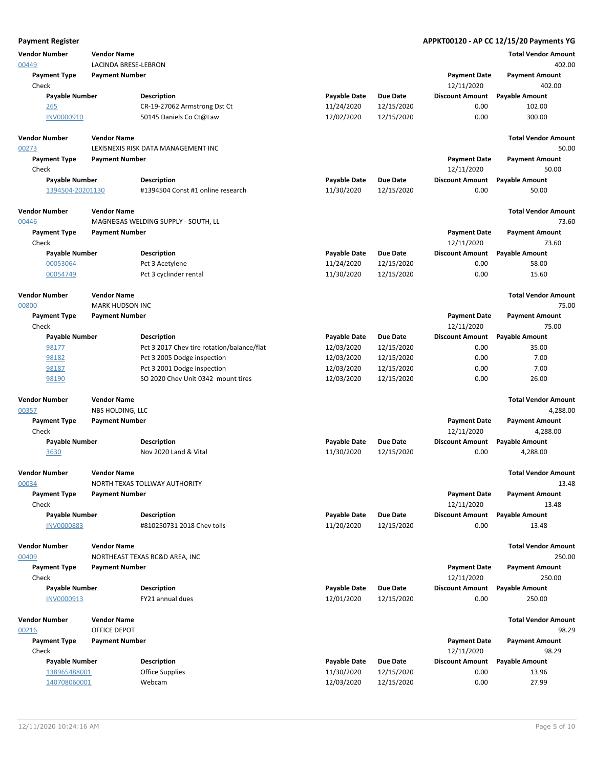**Payment Register** — **APPKT00120 - AP CC 12/15/20 Payments YG**

| Vendor Number | Vendor Name | | | | | Total Vendor Amount |
|---|---|---|---|---|---|---|
| 00449 | LACINDA BRESE-LEBRON | | | | | 402.00 |
| Payment Type | Payment Number | | | | Payment Date | Payment Amount |
| Check | | | | | 12/11/2020 | 402.00 |
| Payable Number | | Description | Payable Date | Due Date | Discount Amount | Payable Amount |
| 265 | | CR-19-27062 Armstrong Dst Ct | 11/24/2020 | 12/15/2020 | 0.00 | 102.00 |
| INV0000910 | | 50145 Daniels Co Ct@Law | 12/02/2020 | 12/15/2020 | 0.00 | 300.00 |

| Vendor Number | Vendor Name | | | | | Total Vendor Amount |
|---|---|---|---|---|---|---|
| 00273 | LEXISNEXIS RISK DATA MANAGEMENT INC | | | | | 50.00 |
| Payment Type | Payment Number | | | | Payment Date | Payment Amount |
| Check | | | | | 12/11/2020 | 50.00 |
| Payable Number | | Description | Payable Date | Due Date | Discount Amount | Payable Amount |
| 1394504-20201130 | | #1394504 Const #1 online research | 11/30/2020 | 12/15/2020 | 0.00 | 50.00 |

| Vendor Number | Vendor Name | | | | | Total Vendor Amount |
|---|---|---|---|---|---|---|
| 00446 | MAGNEGAS WELDING SUPPLY - SOUTH, LL | | | | | 73.60 |
| Payment Type | Payment Number | | | | Payment Date | Payment Amount |
| Check | | | | | 12/11/2020 | 73.60 |
| Payable Number | | Description | Payable Date | Due Date | Discount Amount | Payable Amount |
| 00053064 | | Pct 3 Acetylene | 11/24/2020 | 12/15/2020 | 0.00 | 58.00 |
| 00054749 | | Pct 3 cyclinder rental | 11/30/2020 | 12/15/2020 | 0.00 | 15.60 |

| Vendor Number | Vendor Name | | | | | Total Vendor Amount |
|---|---|---|---|---|---|---|
| 00800 | MARK HUDSON INC | | | | | 75.00 |
| Payment Type | Payment Number | | | | Payment Date | Payment Amount |
| Check | | | | | 12/11/2020 | 75.00 |
| Payable Number | | Description | Payable Date | Due Date | Discount Amount | Payable Amount |
| 98177 | | Pct 3 2017 Chev tire rotation/balance/flat | 12/03/2020 | 12/15/2020 | 0.00 | 35.00 |
| 98182 | | Pct 3 2005 Dodge inspection | 12/03/2020 | 12/15/2020 | 0.00 | 7.00 |
| 98187 | | Pct 3 2001 Dodge inspection | 12/03/2020 | 12/15/2020 | 0.00 | 7.00 |
| 98190 | | SO 2020 Chev Unit 0342 mount tires | 12/03/2020 | 12/15/2020 | 0.00 | 26.00 |

| Vendor Number | Vendor Name | | | | | Total Vendor Amount |
|---|---|---|---|---|---|---|
| 00357 | NBS HOLDING, LLC | | | | | 4,288.00 |
| Payment Type | Payment Number | | | | Payment Date | Payment Amount |
| Check | | | | | 12/11/2020 | 4,288.00 |
| Payable Number | | Description | Payable Date | Due Date | Discount Amount | Payable Amount |
| 3630 | | Nov 2020 Land & Vital | 11/30/2020 | 12/15/2020 | 0.00 | 4,288.00 |

| Vendor Number | Vendor Name | | | | | Total Vendor Amount |
|---|---|---|---|---|---|---|
| 00034 | NORTH TEXAS TOLLWAY AUTHORITY | | | | | 13.48 |
| Payment Type | Payment Number | | | | Payment Date | Payment Amount |
| Check | | | | | 12/11/2020 | 13.48 |
| Payable Number | | Description | Payable Date | Due Date | Discount Amount | Payable Amount |
| INV0000883 | | #810250731 2018 Chev tolls | 11/20/2020 | 12/15/2020 | 0.00 | 13.48 |

| Vendor Number | Vendor Name | | | | | Total Vendor Amount |
|---|---|---|---|---|---|---|
| 00409 | NORTHEAST TEXAS RC&D AREA, INC | | | | | 250.00 |
| Payment Type | Payment Number | | | | Payment Date | Payment Amount |
| Check | | | | | 12/11/2020 | 250.00 |
| Payable Number | | Description | Payable Date | Due Date | Discount Amount | Payable Amount |
| INV0000913 | | FY21 annual dues | 12/01/2020 | 12/15/2020 | 0.00 | 250.00 |

| Vendor Number | Vendor Name | | | | | Total Vendor Amount |
|---|---|---|---|---|---|---|
| 00216 | OFFICE DEPOT | | | | | 98.29 |
| Payment Type | Payment Number | | | | Payment Date | Payment Amount |
| Check | | | | | 12/11/2020 | 98.29 |
| Payable Number | | Description | Payable Date | Due Date | Discount Amount | Payable Amount |
| 138965488001 | | Office Supplies | 11/30/2020 | 12/15/2020 | 0.00 | 13.96 |
| 140708060001 | | Webcam | 12/03/2020 | 12/15/2020 | 0.00 | 27.99 |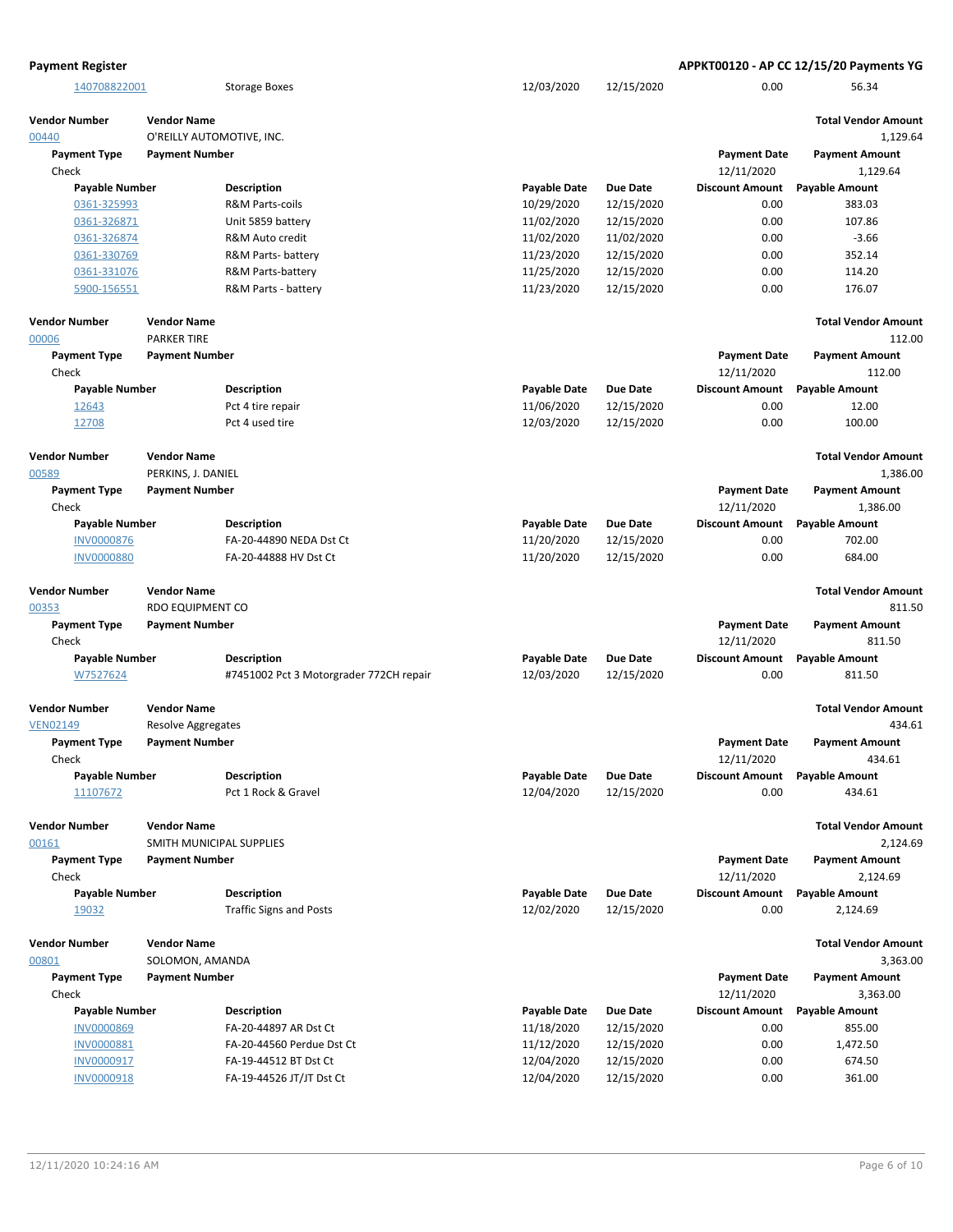| Payable Number | Description | Payable Date | Due Date | Discount Amount | Payable Amount |
|---|---|---|---|---|---|
| 140708822001 | Storage Boxes | 12/03/2020 | 12/15/2020 | 0.00 | 56.34 |

**Vendor Number** 00440 — **Vendor Name** O'REILLY AUTOMOTIVE, INC. — **Total Vendor Amount** 1,129.64

| Payment Type | Payment Number | Payment Date | Payment Amount |
|---|---|---|---|
| Check | | 12/11/2020 | 1,129.64 |

| Payable Number | Description | Payable Date | Due Date | Discount Amount | Payable Amount |
|---|---|---|---|---|---|
| 0361-325993 | R&M Parts-coils | 10/29/2020 | 12/15/2020 | 0.00 | 383.03 |
| 0361-326871 | Unit 5859 battery | 11/02/2020 | 12/15/2020 | 0.00 | 107.86 |
| 0361-326874 | R&M Auto credit | 11/02/2020 | 11/02/2020 | 0.00 | -3.66 |
| 0361-330769 | R&M Parts- battery | 11/23/2020 | 12/15/2020 | 0.00 | 352.14 |
| 0361-331076 | R&M Parts-battery | 11/25/2020 | 12/15/2020 | 0.00 | 114.20 |
| 5900-156551 | R&M Parts - battery | 11/23/2020 | 12/15/2020 | 0.00 | 176.07 |

**Vendor Number** 00006 — **Vendor Name** PARKER TIRE — **Total Vendor Amount** 112.00

| Payment Type | Payment Number | Payment Date | Payment Amount |
|---|---|---|---|
| Check | | 12/11/2020 | 112.00 |

| Payable Number | Description | Payable Date | Due Date | Discount Amount | Payable Amount |
|---|---|---|---|---|---|
| 12643 | Pct 4 tire repair | 11/06/2020 | 12/15/2020 | 0.00 | 12.00 |
| 12708 | Pct 4 used tire | 12/03/2020 | 12/15/2020 | 0.00 | 100.00 |

**Vendor Number** 00589 — **Vendor Name** PERKINS, J. DANIEL — **Total Vendor Amount** 1,386.00

| Payment Type | Payment Number | Payment Date | Payment Amount |
|---|---|---|---|
| Check | | 12/11/2020 | 1,386.00 |

| Payable Number | Description | Payable Date | Due Date | Discount Amount | Payable Amount |
|---|---|---|---|---|---|
| INV0000876 | FA-20-44890 NEDA Dst Ct | 11/20/2020 | 12/15/2020 | 0.00 | 702.00 |
| INV0000880 | FA-20-44888 HV Dst Ct | 11/20/2020 | 12/15/2020 | 0.00 | 684.00 |

**Vendor Number** 00353 — **Vendor Name** RDO EQUIPMENT CO — **Total Vendor Amount** 811.50

| Payment Type | Payment Number | Payment Date | Payment Amount |
|---|---|---|---|
| Check | | 12/11/2020 | 811.50 |

| Payable Number | Description | Payable Date | Due Date | Discount Amount | Payable Amount |
|---|---|---|---|---|---|
| W7527624 | #7451002 Pct 3 Motorgrader 772CH repair | 12/03/2020 | 12/15/2020 | 0.00 | 811.50 |

**Vendor Number** VEN02149 — **Vendor Name** Resolve Aggregates — **Total Vendor Amount** 434.61

| Payment Type | Payment Number | Payment Date | Payment Amount |
|---|---|---|---|
| Check | | 12/11/2020 | 434.61 |

| Payable Number | Description | Payable Date | Due Date | Discount Amount | Payable Amount |
|---|---|---|---|---|---|
| 11107672 | Pct 1 Rock & Gravel | 12/04/2020 | 12/15/2020 | 0.00 | 434.61 |

**Vendor Number** 00161 — **Vendor Name** SMITH MUNICIPAL SUPPLIES — **Total Vendor Amount** 2,124.69

| Payment Type | Payment Number | Payment Date | Payment Amount |
|---|---|---|---|
| Check | | 12/11/2020 | 2,124.69 |

| Payable Number | Description | Payable Date | Due Date | Discount Amount | Payable Amount |
|---|---|---|---|---|---|
| 19032 | Traffic Signs and Posts | 12/02/2020 | 12/15/2020 | 0.00 | 2,124.69 |

**Vendor Number** 00801 — **Vendor Name** SOLOMON, AMANDA — **Total Vendor Amount** 3,363.00

| Payment Type | Payment Number | Payment Date | Payment Amount |
|---|---|---|---|
| Check | | 12/11/2020 | 3,363.00 |

| Payable Number | Description | Payable Date | Due Date | Discount Amount | Payable Amount |
|---|---|---|---|---|---|
| INV0000869 | FA-20-44897 AR Dst Ct | 11/18/2020 | 12/15/2020 | 0.00 | 855.00 |
| INV0000881 | FA-20-44560 Perdue Dst Ct | 11/12/2020 | 12/15/2020 | 0.00 | 1,472.50 |
| INV0000917 | FA-19-44512 BT Dst Ct | 12/04/2020 | 12/15/2020 | 0.00 | 674.50 |
| INV0000918 | FA-19-44526 JT/JT Dst Ct | 12/04/2020 | 12/15/2020 | 0.00 | 361.00 |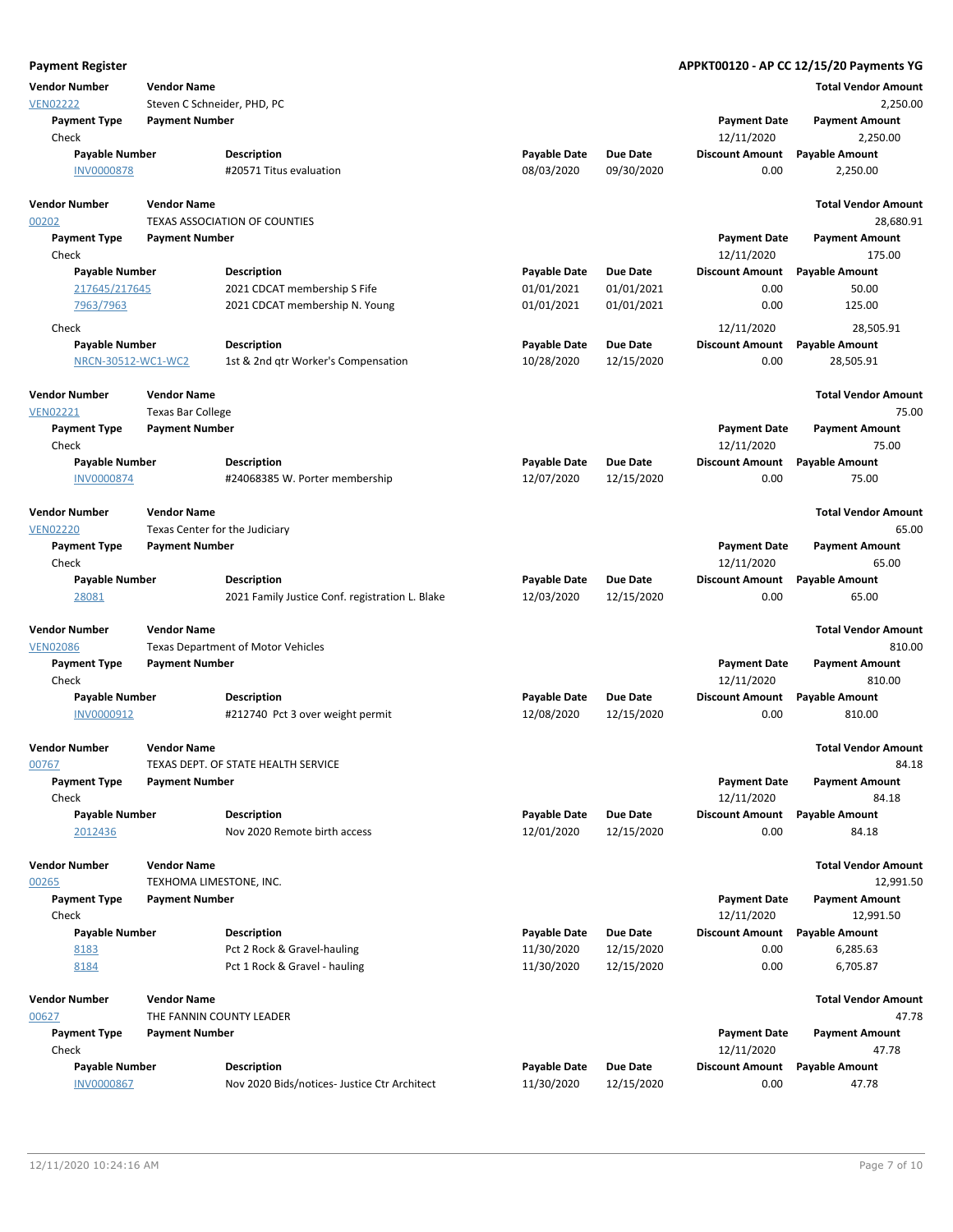**Payment Register** **APPKT00120 - AP CC 12/15/20 Payments YG**

| Vendor Number | Vendor Name | | | | Total Vendor Amount |
|---|---|---|---|---|---|
| VEN02222 | Steven C Schneider, PHD, PC | | | | 2,250.00 |
| Payment Type | Payment Number | | | Payment Date | Payment Amount |
| Check | | | | 12/11/2020 | 2,250.00 |
| Payable Number | Description | Payable Date | Due Date | Discount Amount | Payable Amount |
| INV0000878 | #20571 Titus evaluation | 08/03/2020 | 09/30/2020 | 0.00 | 2,250.00 |

| Vendor Number | Vendor Name | | | | Total Vendor Amount |
|---|---|---|---|---|---|
| 00202 | TEXAS ASSOCIATION OF COUNTIES | | | | 28,680.91 |
| Payment Type | Payment Number | | | Payment Date | Payment Amount |
| Check | | | | 12/11/2020 | 175.00 |
| Payable Number | Description | Payable Date | Due Date | Discount Amount | Payable Amount |
| 217645/217645 | 2021 CDCAT membership S Fife | 01/01/2021 | 01/01/2021 | 0.00 | 50.00 |
| 7963/7963 | 2021 CDCAT membership N. Young | 01/01/2021 | 01/01/2021 | 0.00 | 125.00 |
| Check | | | | 12/11/2020 | 28,505.91 |
| Payable Number | Description | Payable Date | Due Date | Discount Amount | Payable Amount |
| NRCN-30512-WC1-WC2 | 1st & 2nd qtr Worker's Compensation | 10/28/2020 | 12/15/2020 | 0.00 | 28,505.91 |

| Vendor Number | Vendor Name | | | | Total Vendor Amount |
|---|---|---|---|---|---|
| VEN02221 | Texas Bar College | | | | 75.00 |
| Payment Type | Payment Number | | | Payment Date | Payment Amount |
| Check | | | | 12/11/2020 | 75.00 |
| Payable Number | Description | Payable Date | Due Date | Discount Amount | Payable Amount |
| INV0000874 | #24068385 W. Porter membership | 12/07/2020 | 12/15/2020 | 0.00 | 75.00 |

| Vendor Number | Vendor Name | | | | Total Vendor Amount |
|---|---|---|---|---|---|
| VEN02220 | Texas Center for the Judiciary | | | | 65.00 |
| Payment Type | Payment Number | | | Payment Date | Payment Amount |
| Check | | | | 12/11/2020 | 65.00 |
| Payable Number | Description | Payable Date | Due Date | Discount Amount | Payable Amount |
| 28081 | 2021 Family Justice Conf. registration L. Blake | 12/03/2020 | 12/15/2020 | 0.00 | 65.00 |

| Vendor Number | Vendor Name | | | | Total Vendor Amount |
|---|---|---|---|---|---|
| VEN02086 | Texas Department of Motor Vehicles | | | | 810.00 |
| Payment Type | Payment Number | | | Payment Date | Payment Amount |
| Check | | | | 12/11/2020 | 810.00 |
| Payable Number | Description | Payable Date | Due Date | Discount Amount | Payable Amount |
| INV0000912 | #212740 Pct 3 over weight permit | 12/08/2020 | 12/15/2020 | 0.00 | 810.00 |

| Vendor Number | Vendor Name | | | | Total Vendor Amount |
|---|---|---|---|---|---|
| 00767 | TEXAS DEPT. OF STATE HEALTH SERVICE | | | | 84.18 |
| Payment Type | Payment Number | | | Payment Date | Payment Amount |
| Check | | | | 12/11/2020 | 84.18 |
| Payable Number | Description | Payable Date | Due Date | Discount Amount | Payable Amount |
| 2012436 | Nov 2020 Remote birth access | 12/01/2020 | 12/15/2020 | 0.00 | 84.18 |

| Vendor Number | Vendor Name | | | | Total Vendor Amount |
|---|---|---|---|---|---|
| 00265 | TEXHOMA LIMESTONE, INC. | | | | 12,991.50 |
| Payment Type | Payment Number | | | Payment Date | Payment Amount |
| Check | | | | 12/11/2020 | 12,991.50 |
| Payable Number | Description | Payable Date | Due Date | Discount Amount | Payable Amount |
| 8183 | Pct 2 Rock & Gravel-hauling | 11/30/2020 | 12/15/2020 | 0.00 | 6,285.63 |
| 8184 | Pct 1 Rock & Gravel - hauling | 11/30/2020 | 12/15/2020 | 0.00 | 6,705.87 |

| Vendor Number | Vendor Name | | | | Total Vendor Amount |
|---|---|---|---|---|---|
| 00627 | THE FANNIN COUNTY LEADER | | | | 47.78 |
| Payment Type | Payment Number | | | Payment Date | Payment Amount |
| Check | | | | 12/11/2020 | 47.78 |
| Payable Number | Description | Payable Date | Due Date | Discount Amount | Payable Amount |
| INV0000867 | Nov 2020 Bids/notices- Justice Ctr Architect | 11/30/2020 | 12/15/2020 | 0.00 | 47.78 |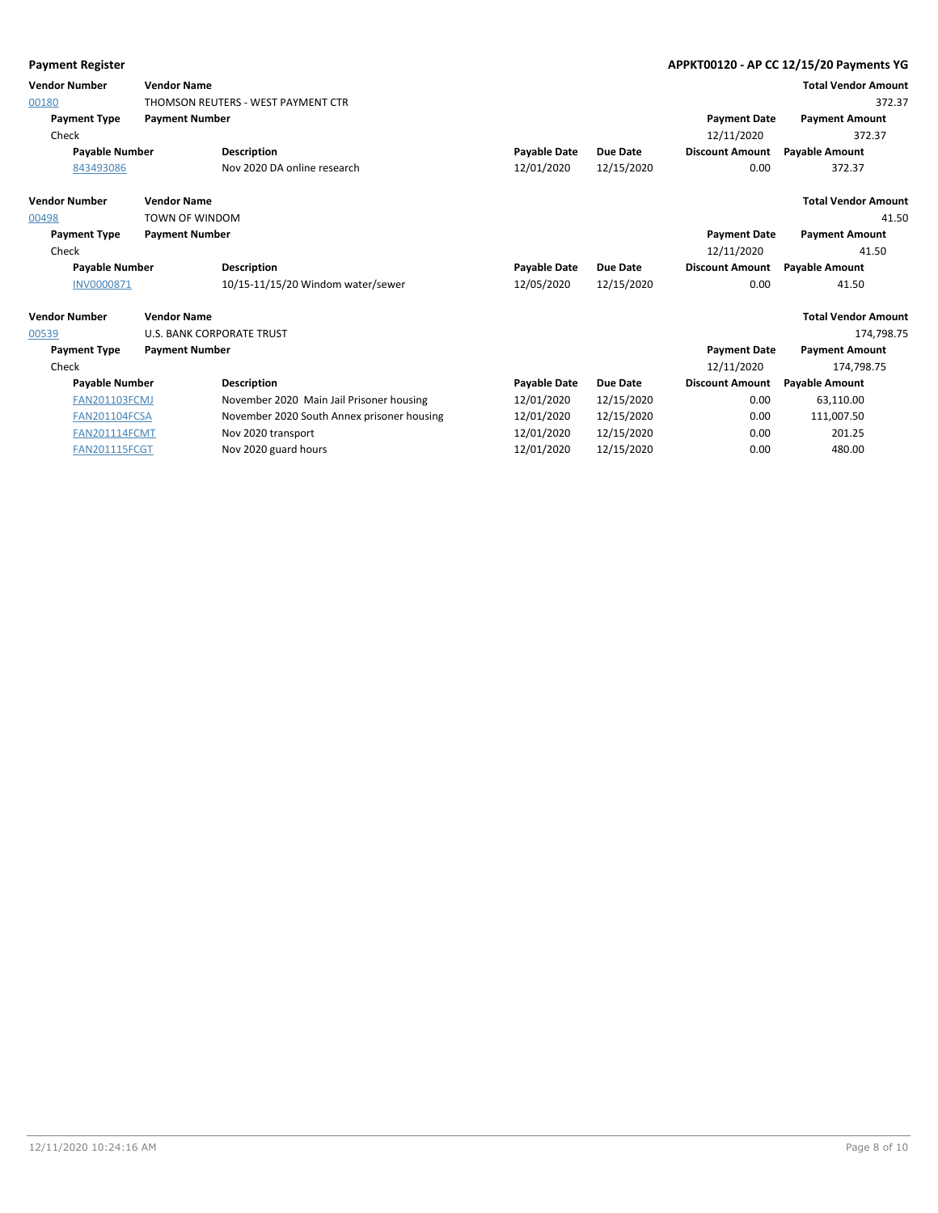**Payment Register** **APPKT00120 - AP CC 12/15/20 Payments YG**

| Vendor Number | Vendor Name | | | | | Total Vendor Amount |
|---|---|---|---|---|---|---|
| 00180 | THOMSON REUTERS - WEST PAYMENT CTR | | | | | 372.37 |
| **Payment Type** | **Payment Number** | | | | **Payment Date** | **Payment Amount** |
| Check | | | | | 12/11/2020 | 372.37 |
| **Payable Number** | **Description** | | **Payable Date** | **Due Date** | **Discount Amount** | **Payable Amount** |
| 843493086 | Nov 2020 DA online research | | 12/01/2020 | 12/15/2020 | 0.00 | 372.37 |

| Vendor Number | Vendor Name | | | | | Total Vendor Amount |
|---|---|---|---|---|---|---|
| 00498 | TOWN OF WINDOM | | | | | 41.50 |
| **Payment Type** | **Payment Number** | | | | **Payment Date** | **Payment Amount** |
| Check | | | | | 12/11/2020 | 41.50 |
| **Payable Number** | **Description** | | **Payable Date** | **Due Date** | **Discount Amount** | **Payable Amount** |
| INV0000871 | 10/15-11/15/20 Windom water/sewer | | 12/05/2020 | 12/15/2020 | 0.00 | 41.50 |

| Vendor Number | Vendor Name | | | | | Total Vendor Amount |
|---|---|---|---|---|---|---|
| 00539 | U.S. BANK CORPORATE TRUST | | | | | 174,798.75 |
| **Payment Type** | **Payment Number** | | | | **Payment Date** | **Payment Amount** |
| Check | | | | | 12/11/2020 | 174,798.75 |
| **Payable Number** | **Description** | | **Payable Date** | **Due Date** | **Discount Amount** | **Payable Amount** |
| FAN201103FCMJ | November 2020 Main Jail Prisoner housing | | 12/01/2020 | 12/15/2020 | 0.00 | 63,110.00 |
| FAN201104FCSA | November 2020 South Annex prisoner housing | | 12/01/2020 | 12/15/2020 | 0.00 | 111,007.50 |
| FAN201114FCMT | Nov 2020 transport | | 12/01/2020 | 12/15/2020 | 0.00 | 201.25 |
| FAN201115FCGT | Nov 2020 guard hours | | 12/01/2020 | 12/15/2020 | 0.00 | 480.00 |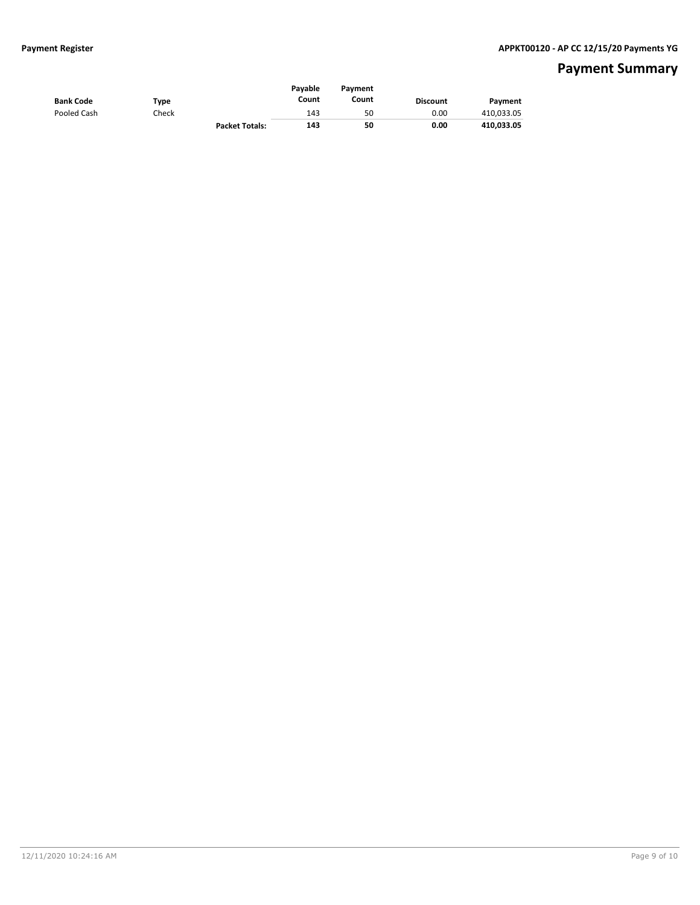# Payment Summary

| Bank Code | Type | | Payable Count | Payment Count | Discount | Payment |
|---|---|---|---|---|---|---|
| Pooled Cash | Check | | 143 | 50 | 0.00 | 410,033.05 |
| | | **Packet Totals:** | **143** | **50** | **0.00** | **410,033.05** |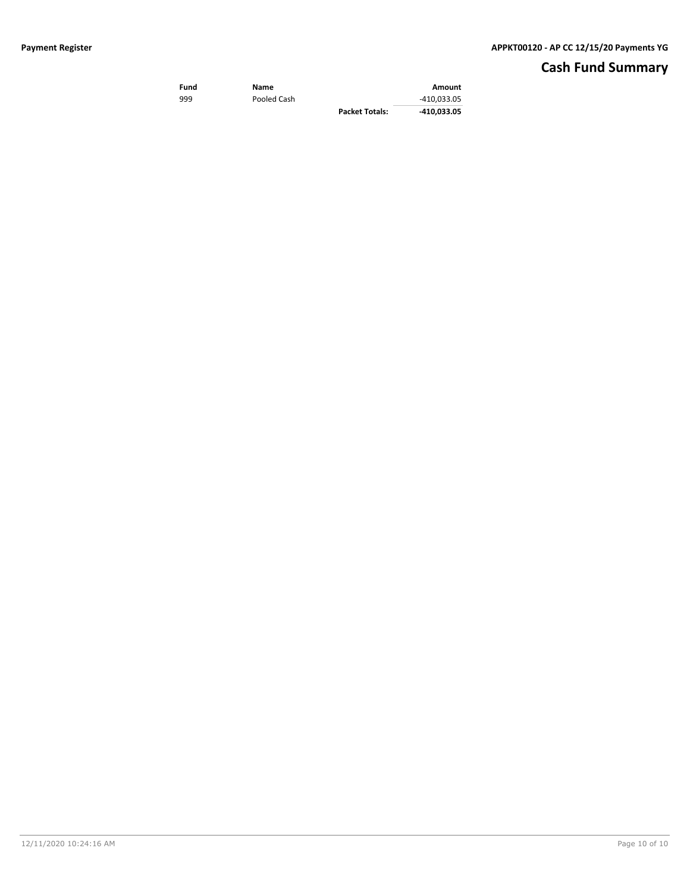## Cash Fund Summary

| Fund | Name | | Amount |
|---|---|---|---|
| 999 | Pooled Cash | | -410,033.05 |
| | | **Packet Totals:** | **-410,033.05** |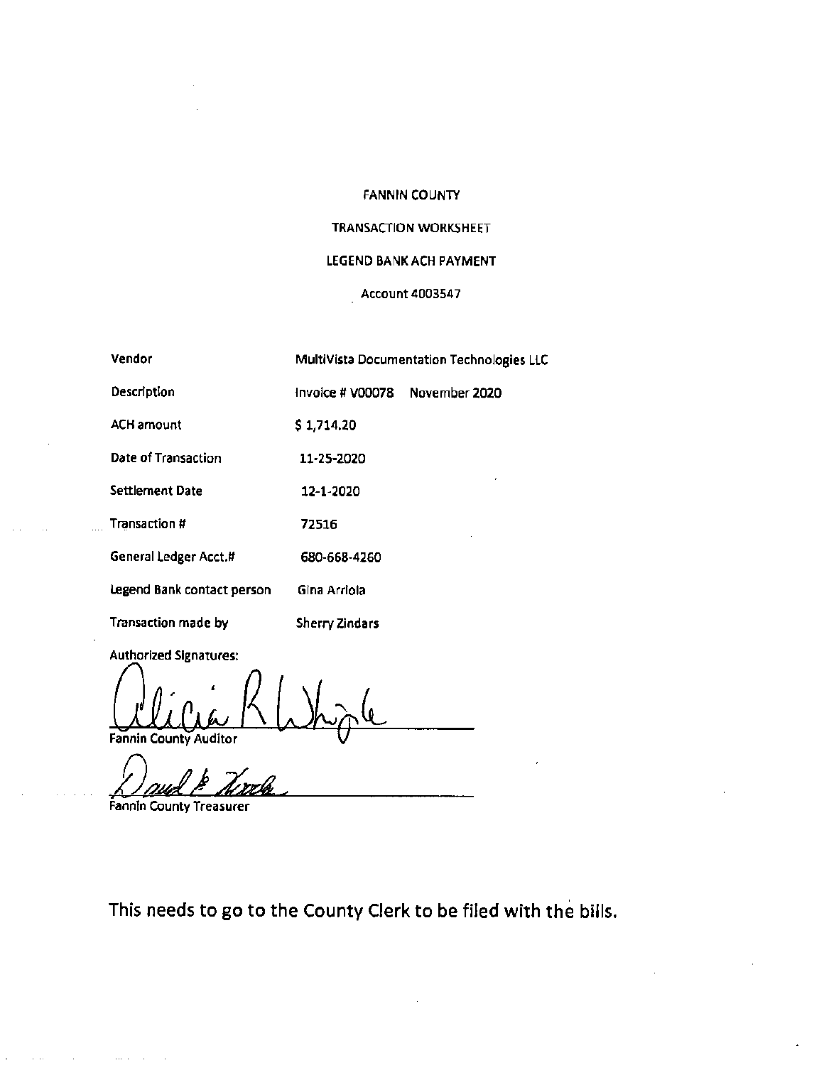FANNIN COUNTY

TRANSACTION WORKSHEET

LEGEND BANK ACH PAYMENT

Account 4003547

| | |
|---|---|
| Vendor | MultiVista Documentation Technologies LLC |
| Description | Invoice # V00078 November 2020 |
| ACH amount | $ 1,714.20 |
| Date of Transaction | 11-25-2020 |
| Settlement Date | 12-1-2020 |
| Transaction # | 72516 |
| General Ledger Acct.# | 680-668-4260 |
| Legend Bank contact person | Gina Arriola |
| Transaction made by | Sherry Zindars |

Authorized Signatures:

Alicia R Whigle
Fannin County Auditor

David B Zirdle
Fannin County Treasurer

This needs to go to the County Clerk to be filed with the bills.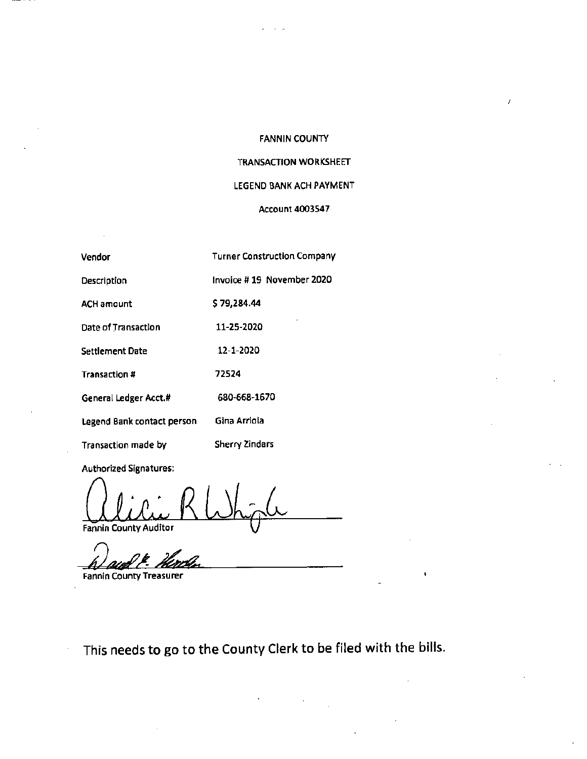# FANNIN COUNTY

## TRANSACTION WORKSHEET

## LEGEND BANK ACH PAYMENT

### Account 4003547

| | |
|---|---|
| Vendor | Turner Construction Company |
| Description | Invoice # 19 November 2020 |
| ACH amount | $ 79,284.44 |
| Date of Transaction | 11-25-2020 |
| Settlement Date | 12-1-2020 |
| Transaction # | 72524 |
| General Ledger Acct.# | 680-668-1670 |
| Legend Bank contact person | Gina Arriola |
| Transaction made by | Sherry Zindars |

Authorized Signatures:

Alicia R Whigh

Fannin County Auditor

David K. Hendr

Fannin County Treasurer

This needs to go to the County Clerk to be filed with the bills.